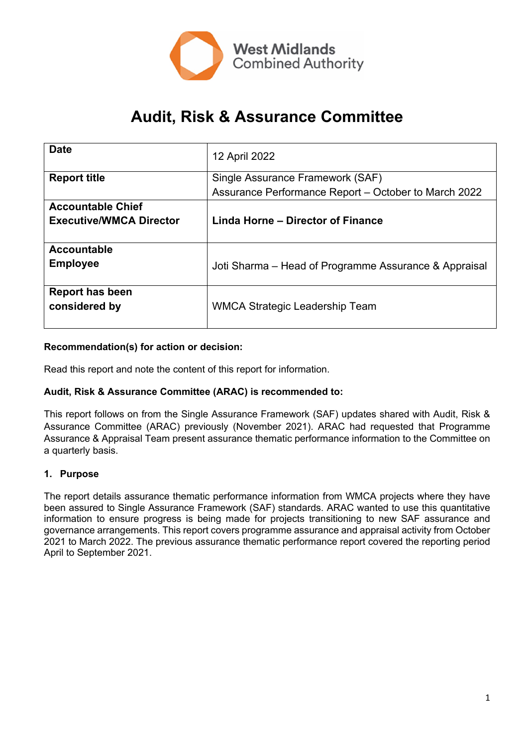West Midlands Combined Authority

# Audit, Risk & Assurance Committee

| **Date** | 12 April 2022 |
| --- | --- |
| **Report title** | Single Assurance Framework (SAF) Assurance Performance Report – October to March 2022 |
| **Accountable Chief Executive/WMCA Director** | **Linda Horne – Director of Finance** |
| **Accountable Employee** | Joti Sharma – Head of Programme Assurance & Appraisal |
| **Report has been considered by** | WMCA Strategic Leadership Team |

**Recommendation(s) for action or decision:**

Read this report and note the content of this report for information.

**Audit, Risk & Assurance Committee (ARAC) is recommended to:**

This report follows on from the Single Assurance Framework (SAF) updates shared with Audit, Risk & Assurance Committee (ARAC) previously (November 2021). ARAC had requested that Programme Assurance & Appraisal Team present assurance thematic performance information to the Committee on a quarterly basis.

**1. Purpose**

The report details assurance thematic performance information from WMCA projects where they have been assured to Single Assurance Framework (SAF) standards. ARAC wanted to use this quantitative information to ensure progress is being made for projects transitioning to new SAF assurance and governance arrangements. This report covers programme assurance and appraisal activity from October 2021 to March 2022. The previous assurance thematic performance report covered the reporting period April to September 2021.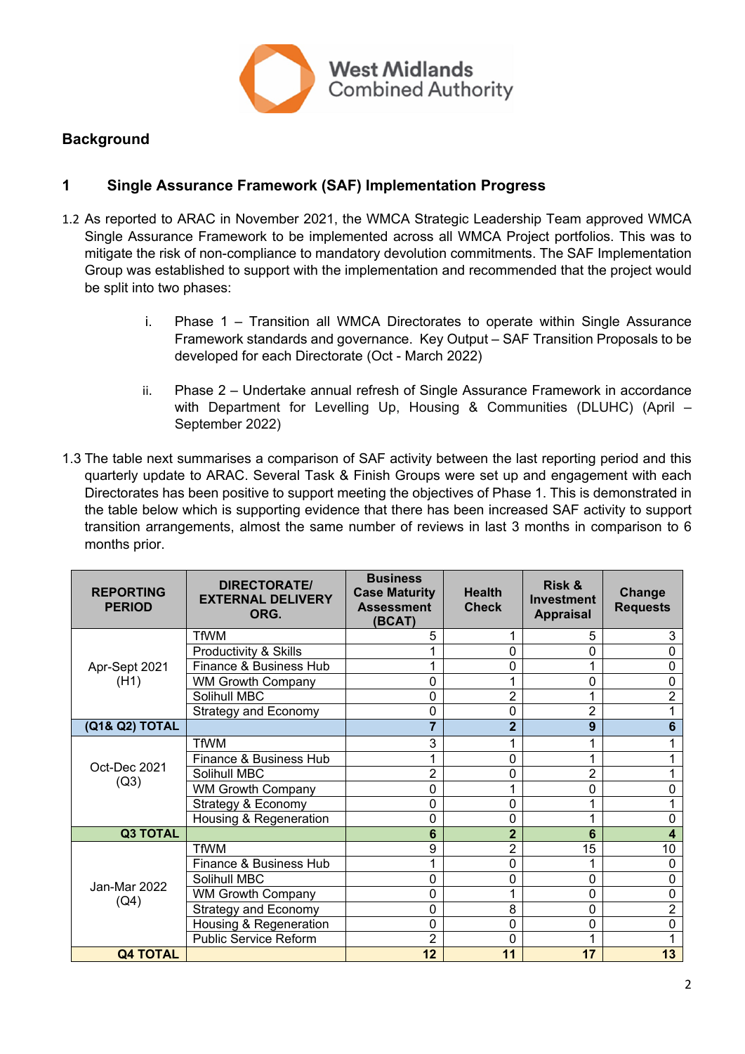## Background

### 1 Single Assurance Framework (SAF) Implementation Progress

1.2 As reported to ARAC in November 2021, the WMCA Strategic Leadership Team approved WMCA Single Assurance Framework to be implemented across all WMCA Project portfolios. This was to mitigate the risk of non-compliance to mandatory devolution commitments. The SAF Implementation Group was established to support with the implementation and recommended that the project would be split into two phases:

i. Phase 1 – Transition all WMCA Directorates to operate within Single Assurance Framework standards and governance. Key Output – SAF Transition Proposals to be developed for each Directorate (Oct - March 2022)

ii. Phase 2 – Undertake annual refresh of Single Assurance Framework in accordance with Department for Levelling Up, Housing & Communities (DLUHC) (April – September 2022)

1.3 The table next summarises a comparison of SAF activity between the last reporting period and this quarterly update to ARAC. Several Task & Finish Groups were set up and engagement with each Directorates has been positive to support meeting the objectives of Phase 1. This is demonstrated in the table below which is supporting evidence that there has been increased SAF activity to support transition arrangements, almost the same number of reviews in last 3 months in comparison to 6 months prior.

| REPORTING PERIOD | DIRECTORATE/ EXTERNAL DELIVERY ORG. | Business Case Maturity Assessment (BCAT) | Health Check | Risk & Investment Appraisal | Change Requests |
|---|---|---|---|---|---|
| Apr-Sept 2021 (H1) | TfWM | 5 | 1 | 5 | 3 |
| | Productivity & Skills | 1 | 0 | 0 | 0 |
| | Finance & Business Hub | 1 | 0 | 1 | 0 |
| | WM Growth Company | 0 | 1 | 0 | 0 |
| | Solihull MBC | 0 | 2 | 1 | 2 |
| | Strategy and Economy | 0 | 0 | 2 | 1 |
| **(Q1& Q2) TOTAL** | | **7** | **2** | **9** | **6** |
| Oct-Dec 2021 (Q3) | TfWM | 3 | 1 | 1 | 1 |
| | Finance & Business Hub | 1 | 0 | 1 | 1 |
| | Solihull MBC | 2 | 0 | 2 | 1 |
| | WM Growth Company | 0 | 1 | 0 | 0 |
| | Strategy & Economy | 0 | 0 | 1 | 1 |
| | Housing & Regeneration | 0 | 0 | 1 | 0 |
| **Q3 TOTAL** | | **6** | **2** | **6** | **4** |
| Jan-Mar 2022 (Q4) | TfWM | 9 | 2 | 15 | 10 |
| | Finance & Business Hub | 1 | 0 | 1 | 0 |
| | Solihull MBC | 0 | 0 | 0 | 0 |
| | WM Growth Company | 0 | 1 | 0 | 0 |
| | Strategy and Economy | 0 | 8 | 0 | 2 |
| | Housing & Regeneration | 0 | 0 | 0 | 0 |
| | Public Service Reform | 2 | 0 | 1 | 1 |
| **Q4 TOTAL** | | **12** | **11** | **17** | **13** |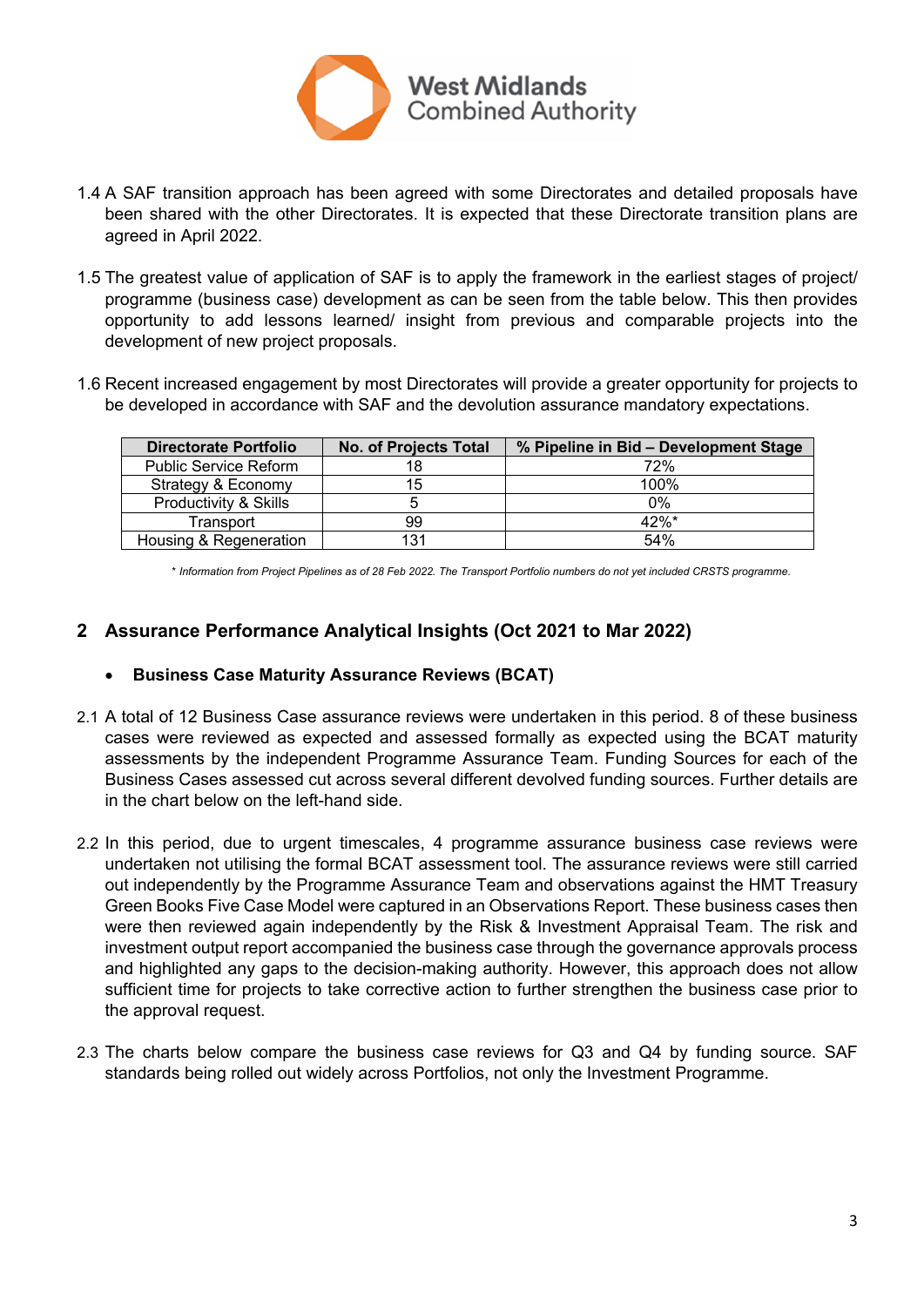1.4 A SAF transition approach has been agreed with some Directorates and detailed proposals have been shared with the other Directorates. It is expected that these Directorate transition plans are agreed in April 2022.

1.5 The greatest value of application of SAF is to apply the framework in the earliest stages of project/ programme (business case) development as can be seen from the table below. This then provides opportunity to add lessons learned/ insight from previous and comparable projects into the development of new project proposals.

1.6 Recent increased engagement by most Directorates will provide a greater opportunity for projects to be developed in accordance with SAF and the devolution assurance mandatory expectations.

| Directorate Portfolio | No. of Projects Total | % Pipeline in Bid – Development Stage |
|---|---|---|
| Public Service Reform | 18 | 72% |
| Strategy & Economy | 15 | 100% |
| Productivity & Skills | 5 | 0% |
| Transport | 99 | 42%* |
| Housing & Regeneration | 131 | 54% |

*\* Information from Project Pipelines as of 28 Feb 2022. The Transport Portfolio numbers do not yet included CRSTS programme.*

## 2 Assurance Performance Analytical Insights (Oct 2021 to Mar 2022)

- **Business Case Maturity Assurance Reviews (BCAT)**

2.1 A total of 12 Business Case assurance reviews were undertaken in this period. 8 of these business cases were reviewed as expected and assessed formally as expected using the BCAT maturity assessments by the independent Programme Assurance Team. Funding Sources for each of the Business Cases assessed cut across several different devolved funding sources. Further details are in the chart below on the left-hand side.

2.2 In this period, due to urgent timescales, 4 programme assurance business case reviews were undertaken not utilising the formal BCAT assessment tool. The assurance reviews were still carried out independently by the Programme Assurance Team and observations against the HMT Treasury Green Books Five Case Model were captured in an Observations Report. These business cases then were then reviewed again independently by the Risk & Investment Appraisal Team. The risk and investment output report accompanied the business case through the governance approvals process and highlighted any gaps to the decision-making authority. However, this approach does not allow sufficient time for projects to take corrective action to further strengthen the business case prior to the approval request.

2.3 The charts below compare the business case reviews for Q3 and Q4 by funding source. SAF standards being rolled out widely across Portfolios, not only the Investment Programme.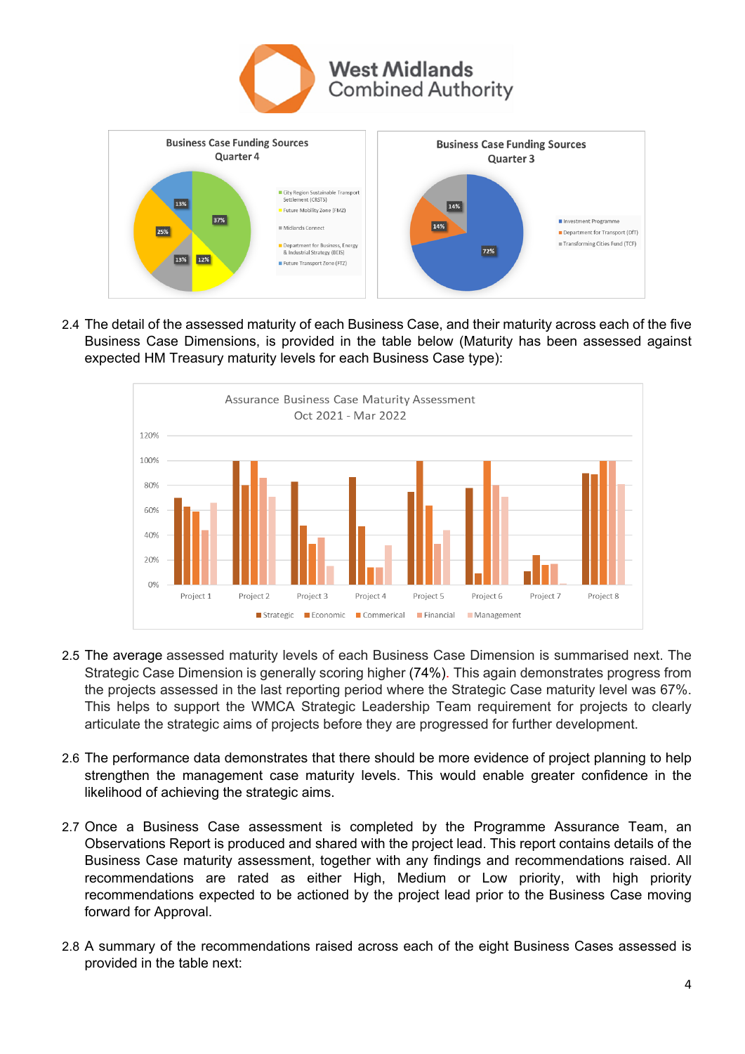2.4 The detail of the assessed maturity of each Business Case, and their maturity across each of the five Business Case Dimensions, is provided in the table below (Maturity has been assessed against expected HM Treasury maturity levels for each Business Case type):

2.5 The average assessed maturity levels of each Business Case Dimension is summarised next. The Strategic Case Dimension is generally scoring higher (74%). This again demonstrates progress from the projects assessed in the last reporting period where the Strategic Case maturity level was 67%. This helps to support the WMCA Strategic Leadership Team requirement for projects to clearly articulate the strategic aims of projects before they are progressed for further development.

2.6 The performance data demonstrates that there should be more evidence of project planning to help strengthen the management case maturity levels. This would enable greater confidence in the likelihood of achieving the strategic aims.

2.7 Once a Business Case assessment is completed by the Programme Assurance Team, an Observations Report is produced and shared with the project lead. This report contains details of the Business Case maturity assessment, together with any findings and recommendations raised. All recommendations are rated as either High, Medium or Low priority, with high priority recommendations expected to be actioned by the project lead prior to the Business Case moving forward for Approval.

2.8 A summary of the recommendations raised across each of the eight Business Cases assessed is provided in the table next: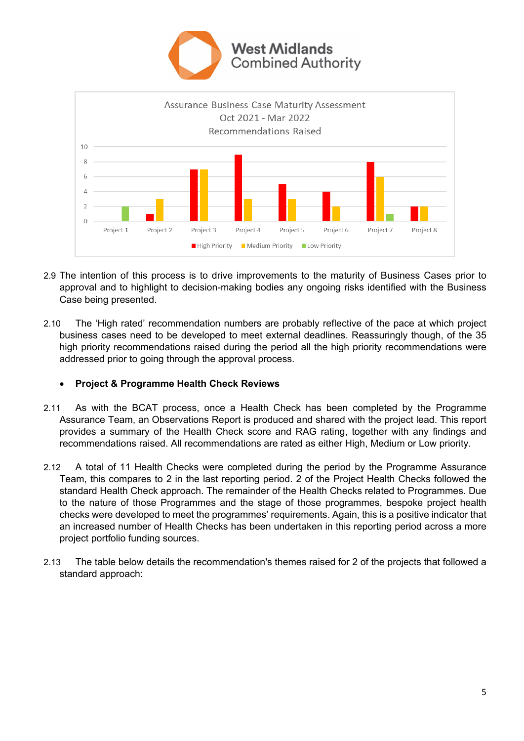**Assurance Business Case Maturity Assessment**
**Oct 2021 - Mar 2022**
**Recommendations Raised**

(Chart categories: Project 1, Project 2, Project 3, Project 4, Project 5, Project 6, Project 7, Project 8; Legend: High Priority, Medium Priority, Low Priority)

2.9 The intention of this process is to drive improvements to the maturity of Business Cases prior to approval and to highlight to decision-making bodies any ongoing risks identified with the Business Case being presented.

2.10 The 'High rated' recommendation numbers are probably reflective of the pace at which project business cases need to be developed to meet external deadlines. Reassuringly though, of the 35 high priority recommendations raised during the period all the high priority recommendations were addressed prior to going through the approval process.

- **Project & Programme Health Check Reviews**

2.11 As with the BCAT process, once a Health Check has been completed by the Programme Assurance Team, an Observations Report is produced and shared with the project lead. This report provides a summary of the Health Check score and RAG rating, together with any findings and recommendations raised. All recommendations are rated as either High, Medium or Low priority.

2.12 A total of 11 Health Checks were completed during the period by the Programme Assurance Team, this compares to 2 in the last reporting period. 2 of the Project Health Checks followed the standard Health Check approach. The remainder of the Health Checks related to Programmes. Due to the nature of those Programmes and the stage of those programmes, bespoke project health checks were developed to meet the programmes' requirements. Again, this is a positive indicator that an increased number of Health Checks has been undertaken in this reporting period across a more project portfolio funding sources.

2.13 The table below details the recommendation's themes raised for 2 of the projects that followed a standard approach: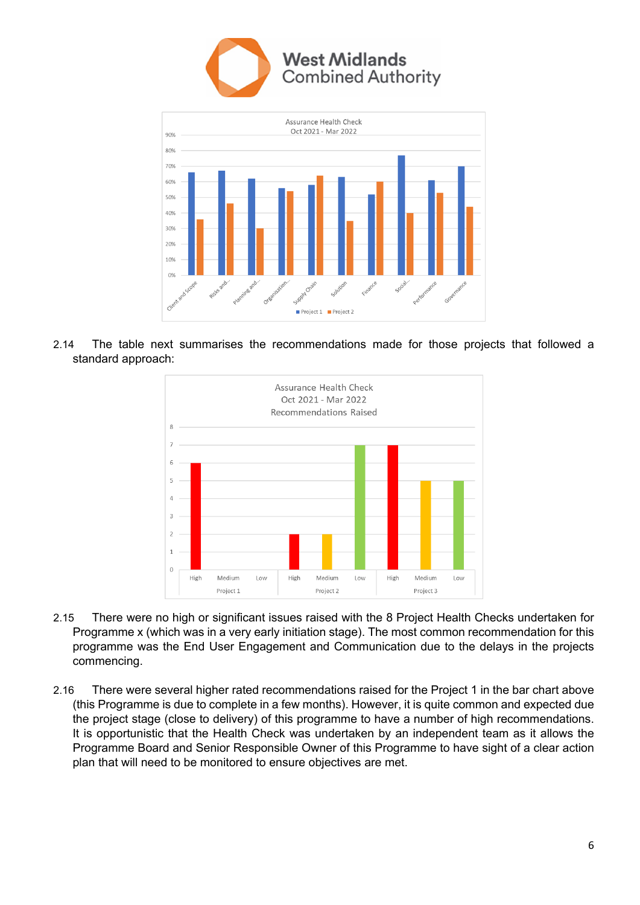2.14 The table next summarises the recommendations made for those projects that followed a standard approach:

2.15 There were no high or significant issues raised with the 8 Project Health Checks undertaken for Programme x (which was in a very early initiation stage). The most common recommendation for this programme was the End User Engagement and Communication due to the delays in the projects commencing.

2.16 There were several higher rated recommendations raised for the Project 1 in the bar chart above (this Programme is due to complete in a few months). However, it is quite common and expected due the project stage (close to delivery) of this programme to have a number of high recommendations. It is opportunistic that the Health Check was undertaken by an independent team as it allows the Programme Board and Senior Responsible Owner of this Programme to have sight of a clear action plan that will need to be monitored to ensure objectives are met.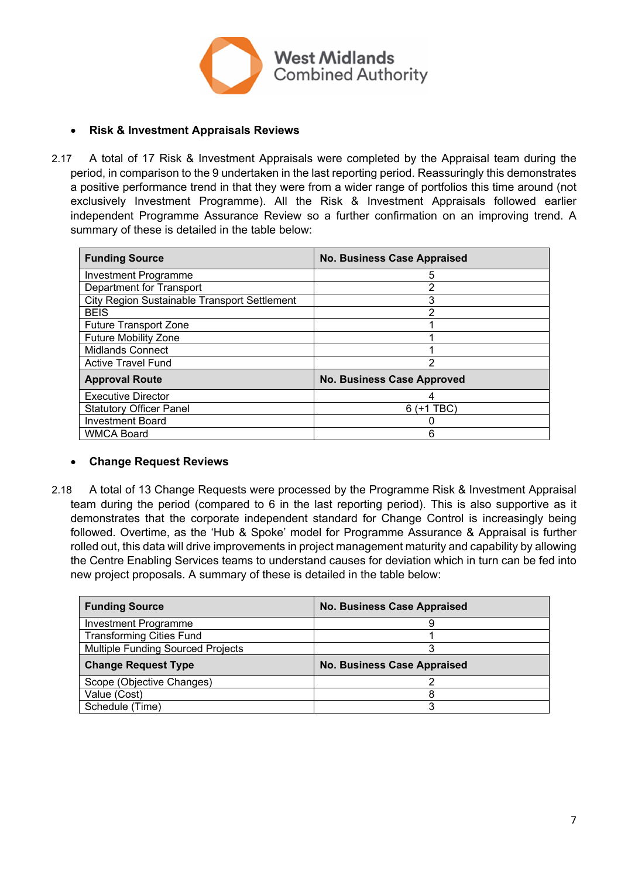- **Risk & Investment Appraisals Reviews**

2.17 A total of 17 Risk & Investment Appraisals were completed by the Appraisal team during the period, in comparison to the 9 undertaken in the last reporting period. Reassuringly this demonstrates a positive performance trend in that they were from a wider range of portfolios this time around (not exclusively Investment Programme). All the Risk & Investment Appraisals followed earlier independent Programme Assurance Review so a further confirmation on an improving trend. A summary of these is detailed in the table below:

| Funding Source | No. Business Case Appraised |
|---|---|
| Investment Programme | 5 |
| Department for Transport | 2 |
| City Region Sustainable Transport Settlement | 3 |
| BEIS | 2 |
| Future Transport Zone | 1 |
| Future Mobility Zone | 1 |
| Midlands Connect | 1 |
| Active Travel Fund | 2 |
| **Approval Route** | **No. Business Case Approved** |
| Executive Director | 4 |
| Statutory Officer Panel | 6 (+1 TBC) |
| Investment Board | 0 |
| WMCA Board | 6 |

- **Change Request Reviews**

2.18 A total of 13 Change Requests were processed by the Programme Risk & Investment Appraisal team during the period (compared to 6 in the last reporting period). This is also supportive as it demonstrates that the corporate independent standard for Change Control is increasingly being followed. Overtime, as the 'Hub & Spoke' model for Programme Assurance & Appraisal is further rolled out, this data will drive improvements in project management maturity and capability by allowing the Centre Enabling Services teams to understand causes for deviation which in turn can be fed into new project proposals. A summary of these is detailed in the table below:

| Funding Source | No. Business Case Appraised |
|---|---|
| Investment Programme | 9 |
| Transforming Cities Fund | 1 |
| Multiple Funding Sourced Projects | 3 |
| **Change Request Type** | **No. Business Case Appraised** |
| Scope (Objective Changes) | 2 |
| Value (Cost) | 8 |
| Schedule (Time) | 3 |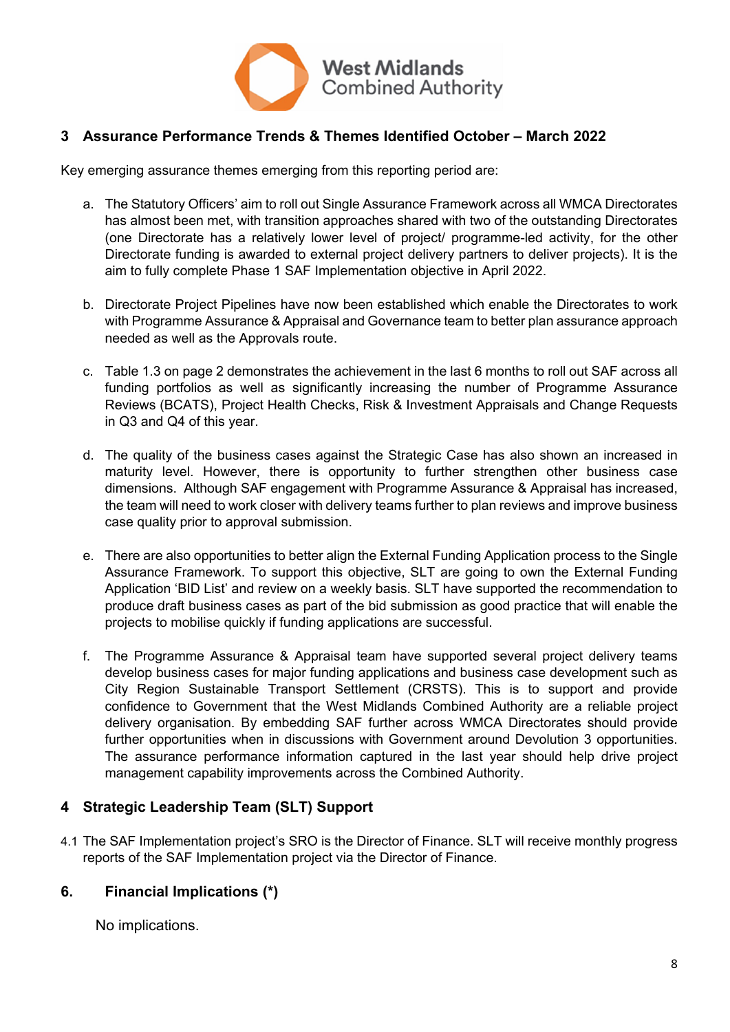## 3 Assurance Performance Trends & Themes Identified October – March 2022

Key emerging assurance themes emerging from this reporting period are:

a. The Statutory Officers' aim to roll out Single Assurance Framework across all WMCA Directorates has almost been met, with transition approaches shared with two of the outstanding Directorates (one Directorate has a relatively lower level of project/ programme-led activity, for the other Directorate funding is awarded to external project delivery partners to deliver projects). It is the aim to fully complete Phase 1 SAF Implementation objective in April 2022.

b. Directorate Project Pipelines have now been established which enable the Directorates to work with Programme Assurance & Appraisal and Governance team to better plan assurance approach needed as well as the Approvals route.

c. Table 1.3 on page 2 demonstrates the achievement in the last 6 months to roll out SAF across all funding portfolios as well as significantly increasing the number of Programme Assurance Reviews (BCATS), Project Health Checks, Risk & Investment Appraisals and Change Requests in Q3 and Q4 of this year.

d. The quality of the business cases against the Strategic Case has also shown an increased in maturity level. However, there is opportunity to further strengthen other business case dimensions. Although SAF engagement with Programme Assurance & Appraisal has increased, the team will need to work closer with delivery teams further to plan reviews and improve business case quality prior to approval submission.

e. There are also opportunities to better align the External Funding Application process to the Single Assurance Framework. To support this objective, SLT are going to own the External Funding Application 'BID List' and review on a weekly basis. SLT have supported the recommendation to produce draft business cases as part of the bid submission as good practice that will enable the projects to mobilise quickly if funding applications are successful.

f. The Programme Assurance & Appraisal team have supported several project delivery teams develop business cases for major funding applications and business case development such as City Region Sustainable Transport Settlement (CRSTS). This is to support and provide confidence to Government that the West Midlands Combined Authority are a reliable project delivery organisation. By embedding SAF further across WMCA Directorates should provide further opportunities when in discussions with Government around Devolution 3 opportunities. The assurance performance information captured in the last year should help drive project management capability improvements across the Combined Authority.

## 4 Strategic Leadership Team (SLT) Support

4.1 The SAF Implementation project's SRO is the Director of Finance. SLT will receive monthly progress reports of the SAF Implementation project via the Director of Finance.

## 6. Financial Implications (*)

No implications.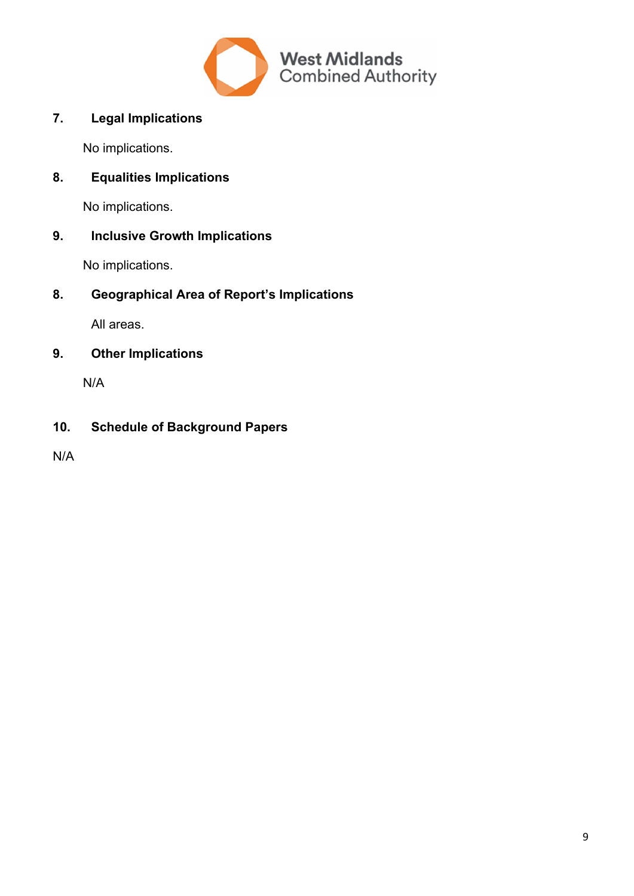## 7. Legal Implications

No implications.

## 8. Equalities Implications

No implications.

## 9. Inclusive Growth Implications

No implications.

## 8. Geographical Area of Report's Implications

All areas.

## 9. Other Implications

N/A

## 10. Schedule of Background Papers

N/A